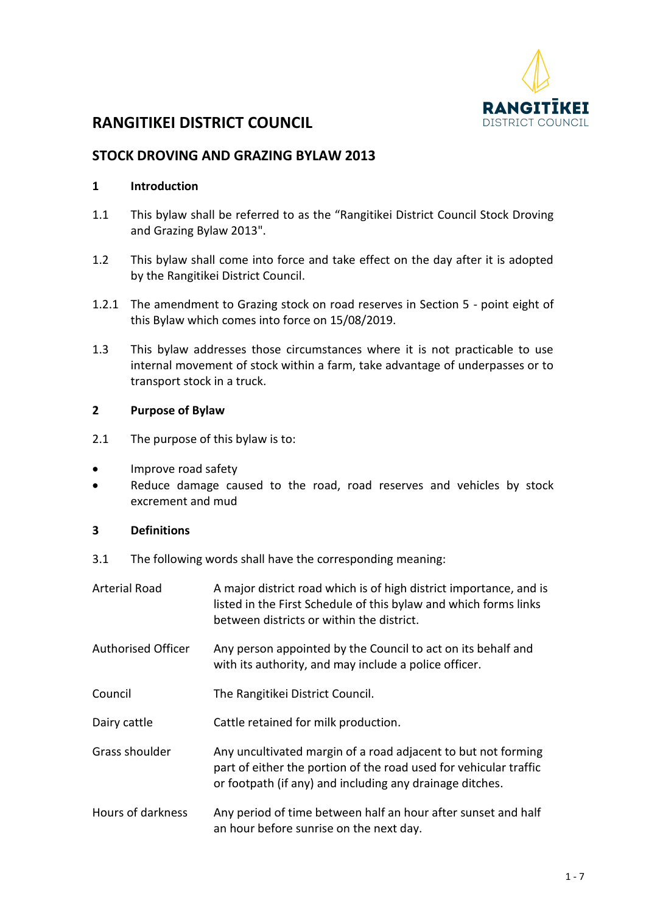# RANGITIKEI DISTRICT COUNCIL

## STOCK DROVING AND GRAZING BYLAW 2013

### 1 Introduction

1.1 This bylaw shall be referred to as the “Rangitikei District Council Stock Droving and Grazing Bylaw 2013".

1.2 This bylaw shall come into force and take effect on the day after it is adopted by the Rangitikei District Council.

1.2.1 The amendment to Grazing stock on road reserves in Section 5 - point eight of this Bylaw which comes into force on 15/08/2019.

1.3 This bylaw addresses those circumstances where it is not practicable to use internal movement of stock within a farm, take advantage of underpasses or to transport stock in a truck.

### 2 Purpose of Bylaw

2.1 The purpose of this bylaw is to:

- Improve road safety
- Reduce damage caused to the road, road reserves and vehicles by stock excrement and mud

### 3 Definitions

3.1 The following words shall have the corresponding meaning:

| | |
|---|---|
| Arterial Road | A major district road which is of high district importance, and is listed in the First Schedule of this bylaw and which forms links between districts or within the district. |
| Authorised Officer | Any person appointed by the Council to act on its behalf and with its authority, and may include a police officer. |
| Council | The Rangitikei District Council. |
| Dairy cattle | Cattle retained for milk production. |
| Grass shoulder | Any uncultivated margin of a road adjacent to but not forming part of either the portion of the road used for vehicular traffic or footpath (if any) and including any drainage ditches. |
| Hours of darkness | Any period of time between half an hour after sunset and half an hour before sunrise on the next day. |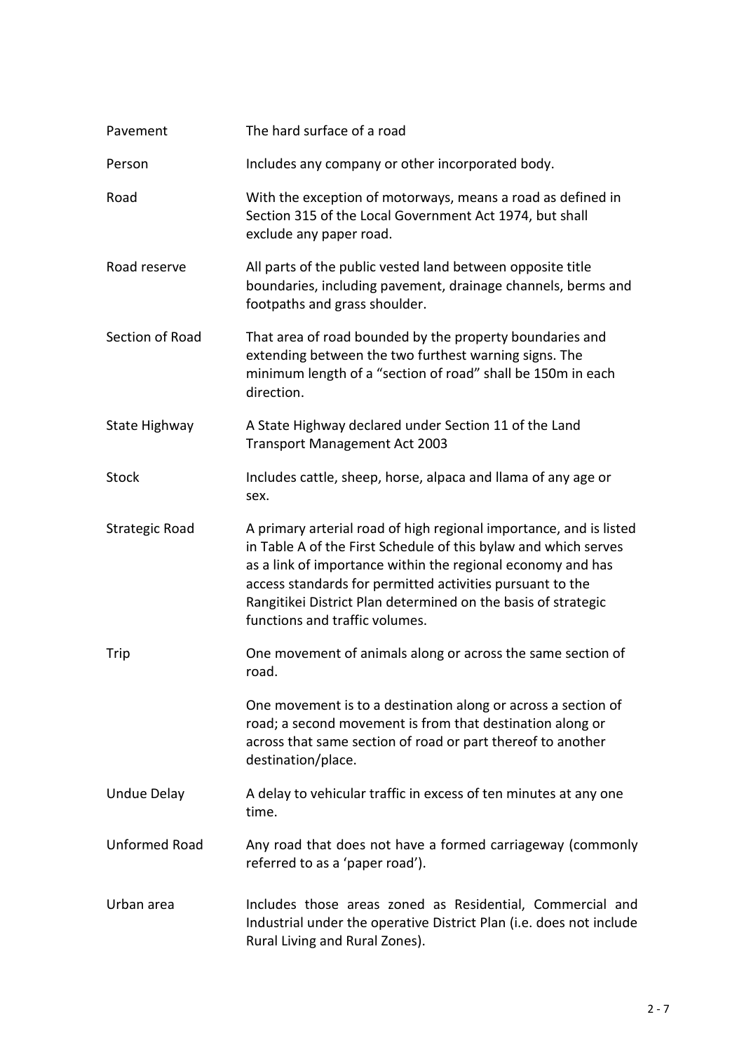| | |
|---|---|
| Pavement | The hard surface of a road |
| Person | Includes any company or other incorporated body. |
| Road | With the exception of motorways, means a road as defined in Section 315 of the Local Government Act 1974, but shall exclude any paper road. |
| Road reserve | All parts of the public vested land between opposite title boundaries, including pavement, drainage channels, berms and footpaths and grass shoulder. |
| Section of Road | That area of road bounded by the property boundaries and extending between the two furthest warning signs. The minimum length of a "section of road" shall be 150m in each direction. |
| State Highway | A State Highway declared under Section 11 of the Land Transport Management Act 2003 |
| Stock | Includes cattle, sheep, horse, alpaca and llama of any age or sex. |
| Strategic Road | A primary arterial road of high regional importance, and is listed in Table A of the First Schedule of this bylaw and which serves as a link of importance within the regional economy and has access standards for permitted activities pursuant to the Rangitikei District Plan determined on the basis of strategic functions and traffic volumes. |
| Trip | One movement of animals along or across the same section of road.<br><br>One movement is to a destination along or across a section of road; a second movement is from that destination along or across that same section of road or part thereof to another destination/place. |
| Undue Delay | A delay to vehicular traffic in excess of ten minutes at any one time. |
| Unformed Road | Any road that does not have a formed carriageway (commonly referred to as a 'paper road'). |
| Urban area | Includes those areas zoned as Residential, Commercial and Industrial under the operative District Plan (i.e. does not include Rural Living and Rural Zones). |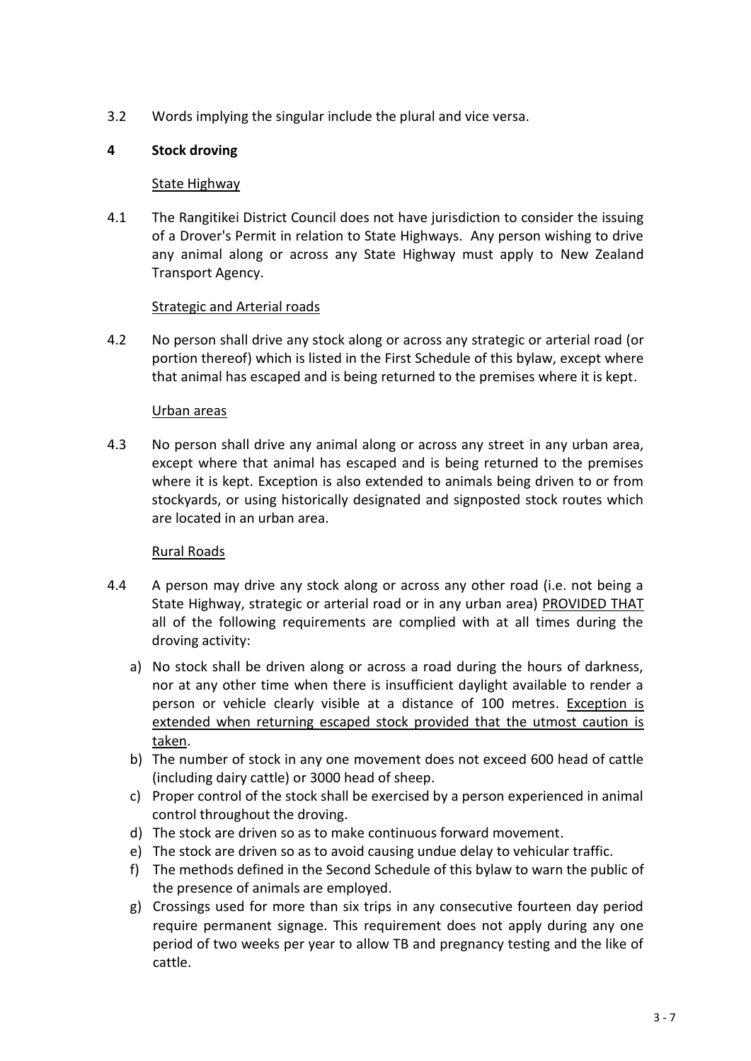3.2 Words implying the singular include the plural and vice versa.

## 4 Stock droving

<u>State Highway</u>

4.1 The Rangitikei District Council does not have jurisdiction to consider the issuing of a Drover's Permit in relation to State Highways. Any person wishing to drive any animal along or across any State Highway must apply to New Zealand Transport Agency.

<u>Strategic and Arterial roads</u>

4.2 No person shall drive any stock along or across any strategic or arterial road (or portion thereof) which is listed in the First Schedule of this bylaw, except where that animal has escaped and is being returned to the premises where it is kept.

<u>Urban areas</u>

4.3 No person shall drive any animal along or across any street in any urban area, except where that animal has escaped and is being returned to the premises where it is kept. Exception is also extended to animals being driven to or from stockyards, or using historically designated and signposted stock routes which are located in an urban area.

<u>Rural Roads</u>

4.4 A person may drive any stock along or across any other road (i.e. not being a State Highway, strategic or arterial road or in any urban area) <u>PROVIDED THAT</u> all of the following requirements are complied with at all times during the droving activity:

a) No stock shall be driven along or across a road during the hours of darkness, nor at any other time when there is insufficient daylight available to render a person or vehicle clearly visible at a distance of 100 metres. <u>Exception is extended when returning escaped stock provided that the utmost caution is taken</u>.
b) The number of stock in any one movement does not exceed 600 head of cattle (including dairy cattle) or 3000 head of sheep.
c) Proper control of the stock shall be exercised by a person experienced in animal control throughout the droving.
d) The stock are driven so as to make continuous forward movement.
e) The stock are driven so as to avoid causing undue delay to vehicular traffic.
f) The methods defined in the Second Schedule of this bylaw to warn the public of the presence of animals are employed.
g) Crossings used for more than six trips in any consecutive fourteen day period require permanent signage. This requirement does not apply during any one period of two weeks per year to allow TB and pregnancy testing and the like of cattle.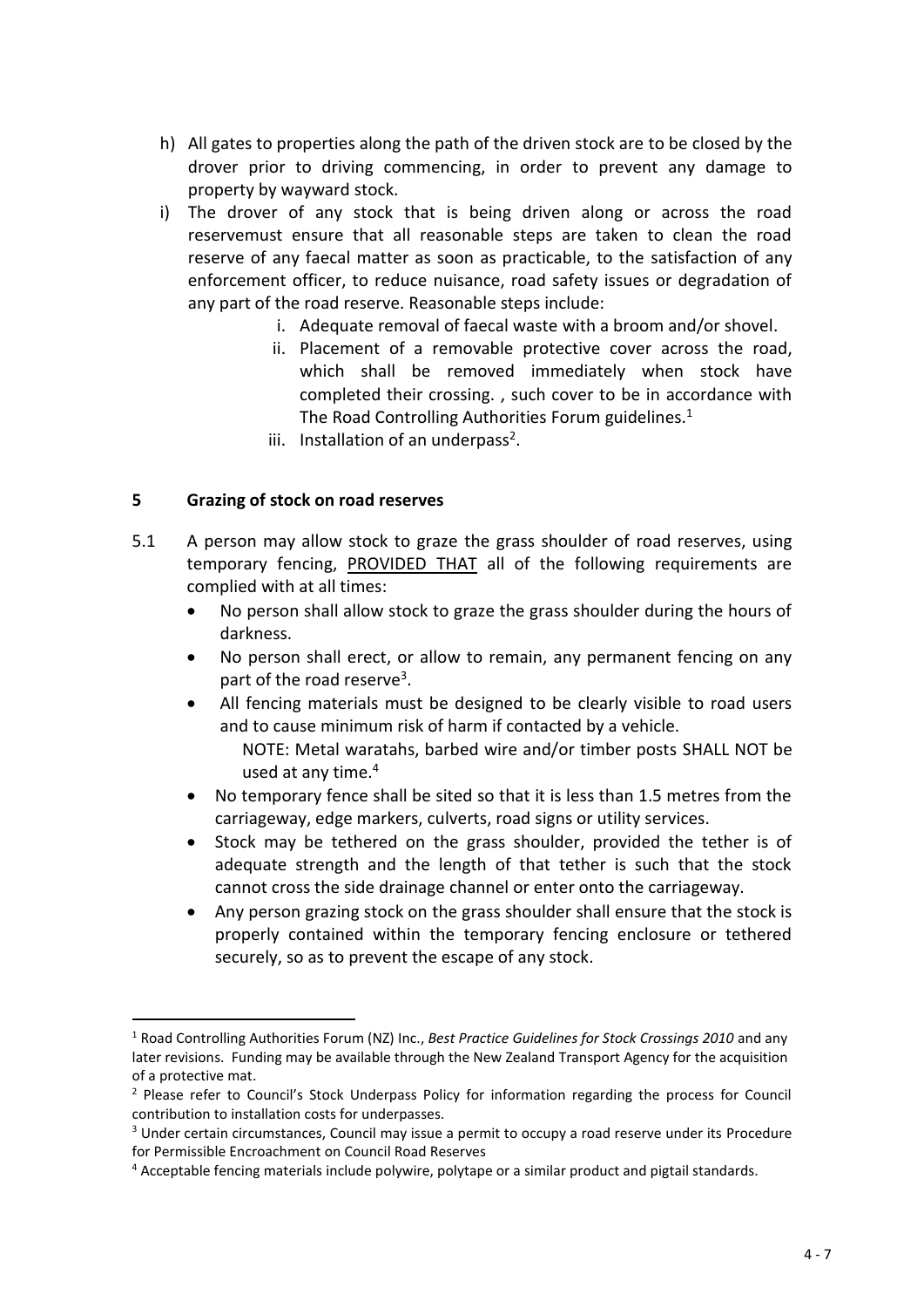h) All gates to properties along the path of the driven stock are to be closed by the drover prior to driving commencing, in order to prevent any damage to property by wayward stock.

i) The drover of any stock that is being driven along or across the road reservemust ensure that all reasonable steps are taken to clean the road reserve of any faecal matter as soon as practicable, to the satisfaction of any enforcement officer, to reduce nuisance, road safety issues or degradation of any part of the road reserve. Reasonable steps include:

   i. Adequate removal of faecal waste with a broom and/or shovel.
   ii. Placement of a removable protective cover across the road, which shall be removed immediately when stock have completed their crossing. , such cover to be in accordance with The Road Controlling Authorities Forum guidelines.[1]
   iii. Installation of an underpass[2].

## 5 Grazing of stock on road reserves

5.1 A person may allow stock to graze the grass shoulder of road reserves, using temporary fencing, PROVIDED THAT all of the following requirements are complied with at all times:

- No person shall allow stock to graze the grass shoulder during the hours of darkness.
- No person shall erect, or allow to remain, any permanent fencing on any part of the road reserve[3].
- All fencing materials must be designed to be clearly visible to road users and to cause minimum risk of harm if contacted by a vehicle.

  NOTE: Metal waratahs, barbed wire and/or timber posts SHALL NOT be used at any time.[4]
- No temporary fence shall be sited so that it is less than 1.5 metres from the carriageway, edge markers, culverts, road signs or utility services.
- Stock may be tethered on the grass shoulder, provided the tether is of adequate strength and the length of that tether is such that the stock cannot cross the side drainage channel or enter onto the carriageway.
- Any person grazing stock on the grass shoulder shall ensure that the stock is properly contained within the temporary fencing enclosure or tethered securely, so as to prevent the escape of any stock.

---

[1] Road Controlling Authorities Forum (NZ) Inc., *Best Practice Guidelines for Stock Crossings 2010* and any later revisions. Funding may be available through the New Zealand Transport Agency for the acquisition of a protective mat.

[2] Please refer to Council's Stock Underpass Policy for information regarding the process for Council contribution to installation costs for underpasses.

[3] Under certain circumstances, Council may issue a permit to occupy a road reserve under its Procedure for Permissible Encroachment on Council Road Reserves

[4] Acceptable fencing materials include polywire, polytape or a similar product and pigtail standards.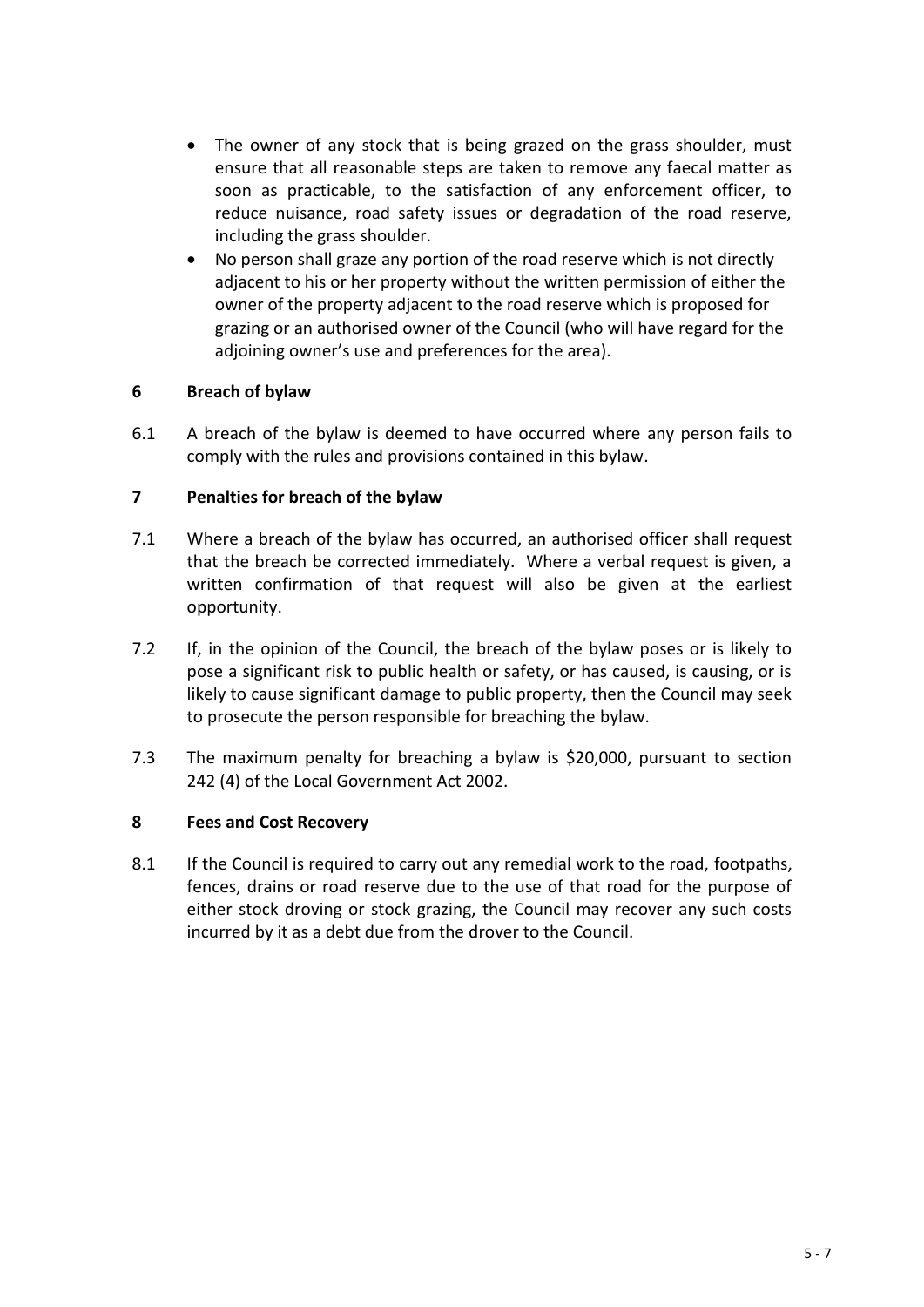- The owner of any stock that is being grazed on the grass shoulder, must ensure that all reasonable steps are taken to remove any faecal matter as soon as practicable, to the satisfaction of any enforcement officer, to reduce nuisance, road safety issues or degradation of the road reserve, including the grass shoulder.
- No person shall graze any portion of the road reserve which is not directly adjacent to his or her property without the written permission of either the owner of the property adjacent to the road reserve which is proposed for grazing or an authorised owner of the Council (who will have regard for the adjoining owner's use and preferences for the area).

## 6 Breach of bylaw

6.1 A breach of the bylaw is deemed to have occurred where any person fails to comply with the rules and provisions contained in this bylaw.

## 7 Penalties for breach of the bylaw

7.1 Where a breach of the bylaw has occurred, an authorised officer shall request that the breach be corrected immediately. Where a verbal request is given, a written confirmation of that request will also be given at the earliest opportunity.

7.2 If, in the opinion of the Council, the breach of the bylaw poses or is likely to pose a significant risk to public health or safety, or has caused, is causing, or is likely to cause significant damage to public property, then the Council may seek to prosecute the person responsible for breaching the bylaw.

7.3 The maximum penalty for breaching a bylaw is $20,000, pursuant to section 242 (4) of the Local Government Act 2002.

## 8 Fees and Cost Recovery

8.1 If the Council is required to carry out any remedial work to the road, footpaths, fences, drains or road reserve due to the use of that road for the purpose of either stock droving or stock grazing, the Council may recover any such costs incurred by it as a debt due from the drover to the Council.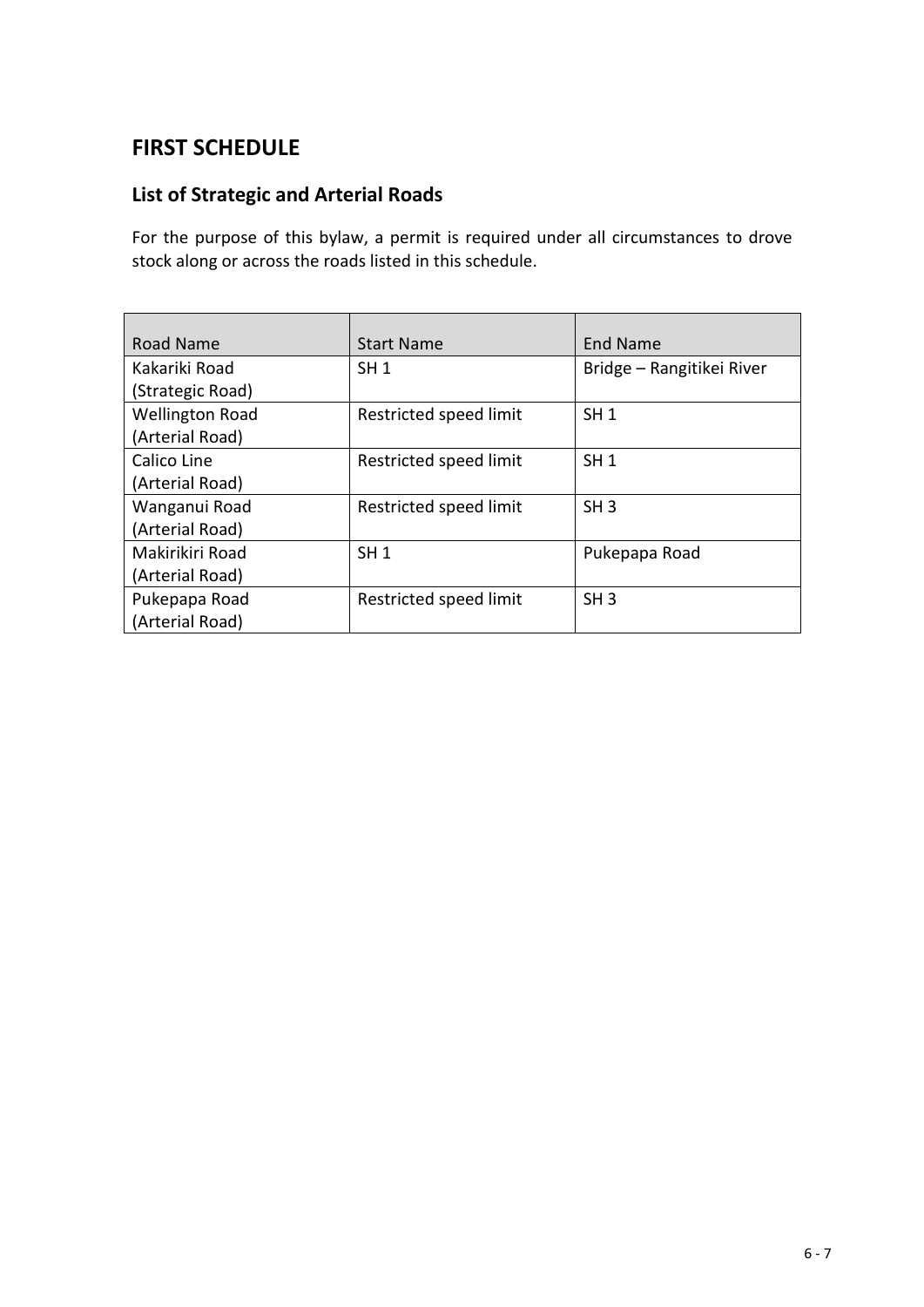## FIRST SCHEDULE

### List of Strategic and Arterial Roads

For the purpose of this bylaw, a permit is required under all circumstances to drove stock along or across the roads listed in this schedule.

| Road Name | Start Name | End Name |
|---|---|---|
| Kakariki Road (Strategic Road) | SH 1 | Bridge – Rangitikei River |
| Wellington Road (Arterial Road) | Restricted speed limit | SH 1 |
| Calico Line (Arterial Road) | Restricted speed limit | SH 1 |
| Wanganui Road (Arterial Road) | Restricted speed limit | SH 3 |
| Makirikiri Road (Arterial Road) | SH 1 | Pukepapa Road |
| Pukepapa Road (Arterial Road) | Restricted speed limit | SH 3 |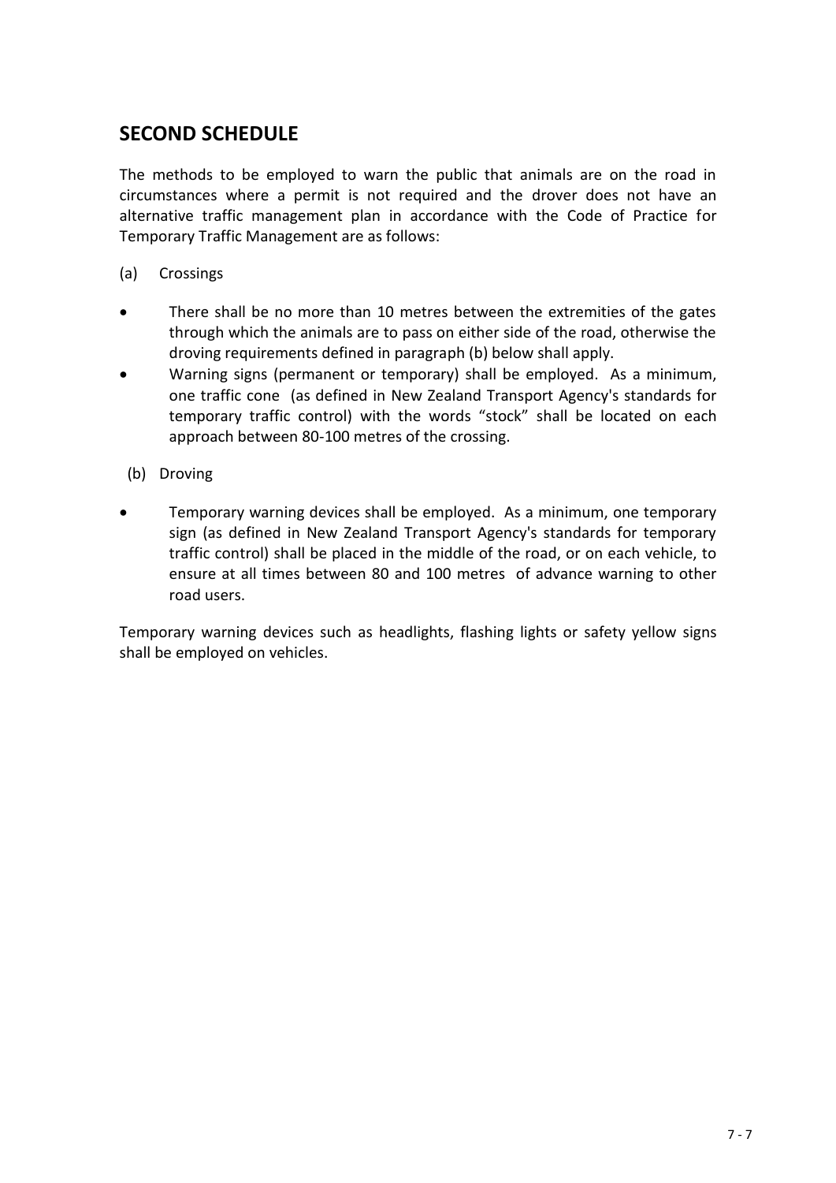## SECOND SCHEDULE

The methods to be employed to warn the public that animals are on the road in circumstances where a permit is not required and the drover does not have an alternative traffic management plan in accordance with the Code of Practice for Temporary Traffic Management are as follows:

(a) Crossings

- There shall be no more than 10 metres between the extremities of the gates through which the animals are to pass on either side of the road, otherwise the droving requirements defined in paragraph (b) below shall apply.
- Warning signs (permanent or temporary) shall be employed. As a minimum, one traffic cone (as defined in New Zealand Transport Agency's standards for temporary traffic control) with the words "stock" shall be located on each approach between 80-100 metres of the crossing.

(b) Droving

- Temporary warning devices shall be employed. As a minimum, one temporary sign (as defined in New Zealand Transport Agency's standards for temporary traffic control) shall be placed in the middle of the road, or on each vehicle, to ensure at all times between 80 and 100 metres of advance warning to other road users.

Temporary warning devices such as headlights, flashing lights or safety yellow signs shall be employed on vehicles.